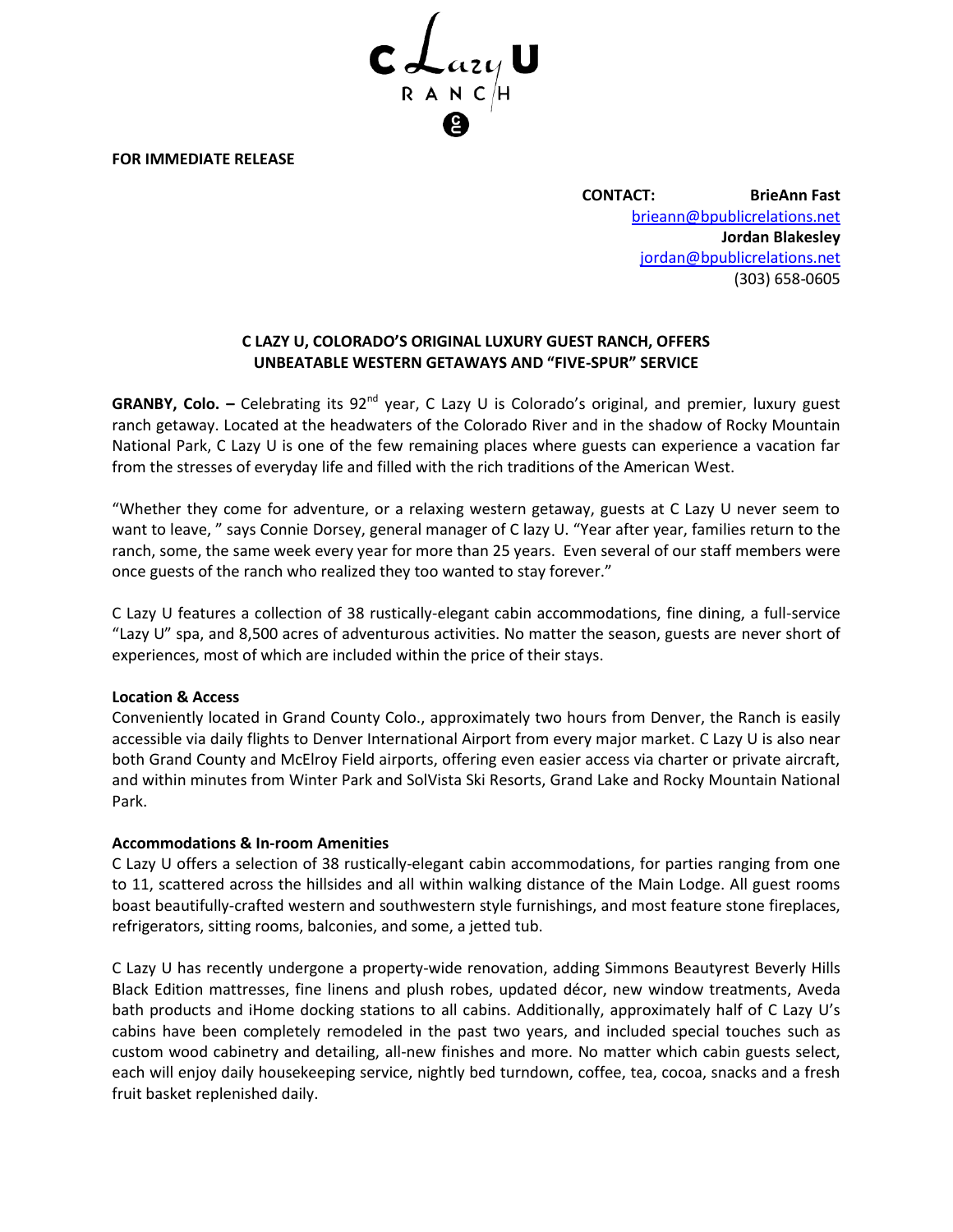C Lazy U RANCH

**FOR IMMEDIATE RELEASE**

**CONTACT:** **BrieAnn Fast**
brieann@bpublicrelations.net
**Jordan Blakesley**
jordan@bpublicrelations.net
(303) 658-0605

## C LAZY U, COLORADO'S ORIGINAL LUXURY GUEST RANCH, OFFERS UNBEATABLE WESTERN GETAWAYS AND "FIVE-SPUR" SERVICE

**GRANBY, Colo. –** Celebrating its 92nd year, C Lazy U is Colorado's original, and premier, luxury guest ranch getaway. Located at the headwaters of the Colorado River and in the shadow of Rocky Mountain National Park, C Lazy U is one of the few remaining places where guests can experience a vacation far from the stresses of everyday life and filled with the rich traditions of the American West.

"Whether they come for adventure, or a relaxing western getaway, guests at C Lazy U never seem to want to leave, " says Connie Dorsey, general manager of C lazy U. "Year after year, families return to the ranch, some, the same week every year for more than 25 years. Even several of our staff members were once guests of the ranch who realized they too wanted to stay forever."

C Lazy U features a collection of 38 rustically-elegant cabin accommodations, fine dining, a full-service "Lazy U" spa, and 8,500 acres of adventurous activities. No matter the season, guests are never short of experiences, most of which are included within the price of their stays.

**Location & Access**
Conveniently located in Grand County Colo., approximately two hours from Denver, the Ranch is easily accessible via daily flights to Denver International Airport from every major market. C Lazy U is also near both Grand County and McElroy Field airports, offering even easier access via charter or private aircraft, and within minutes from Winter Park and SolVista Ski Resorts, Grand Lake and Rocky Mountain National Park.

**Accommodations & In-room Amenities**
C Lazy U offers a selection of 38 rustically-elegant cabin accommodations, for parties ranging from one to 11, scattered across the hillsides and all within walking distance of the Main Lodge. All guest rooms boast beautifully-crafted western and southwestern style furnishings, and most feature stone fireplaces, refrigerators, sitting rooms, balconies, and some, a jetted tub.

C Lazy U has recently undergone a property-wide renovation, adding Simmons Beautyrest Beverly Hills Black Edition mattresses, fine linens and plush robes, updated décor, new window treatments, Aveda bath products and iHome docking stations to all cabins. Additionally, approximately half of C Lazy U's cabins have been completely remodeled in the past two years, and included special touches such as custom wood cabinetry and detailing, all-new finishes and more. No matter which cabin guests select, each will enjoy daily housekeeping service, nightly bed turndown, coffee, tea, cocoa, snacks and a fresh fruit basket replenished daily.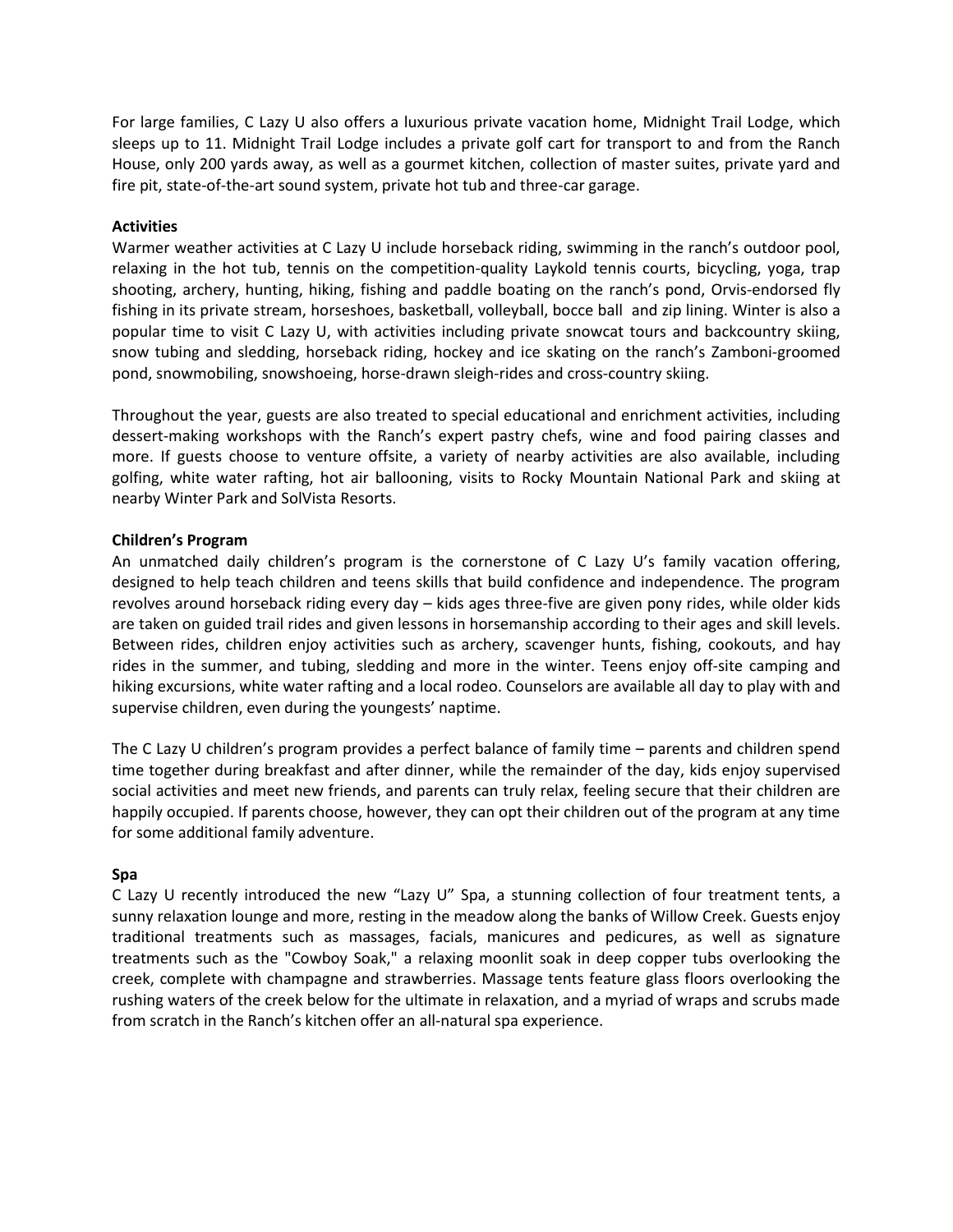For large families, C Lazy U also offers a luxurious private vacation home, Midnight Trail Lodge, which sleeps up to 11. Midnight Trail Lodge includes a private golf cart for transport to and from the Ranch House, only 200 yards away, as well as a gourmet kitchen, collection of master suites, private yard and fire pit, state-of-the-art sound system, private hot tub and three-car garage.

**Activities**

Warmer weather activities at C Lazy U include horseback riding, swimming in the ranch's outdoor pool, relaxing in the hot tub, tennis on the competition-quality Laykold tennis courts, bicycling, yoga, trap shooting, archery, hunting, hiking, fishing and paddle boating on the ranch's pond, Orvis-endorsed fly fishing in its private stream, horseshoes, basketball, volleyball, bocce ball and zip lining. Winter is also a popular time to visit C Lazy U, with activities including private snowcat tours and backcountry skiing, snow tubing and sledding, horseback riding, hockey and ice skating on the ranch's Zamboni-groomed pond, snowmobiling, snowshoeing, horse-drawn sleigh-rides and cross-country skiing.

Throughout the year, guests are also treated to special educational and enrichment activities, including dessert-making workshops with the Ranch's expert pastry chefs, wine and food pairing classes and more. If guests choose to venture offsite, a variety of nearby activities are also available, including golfing, white water rafting, hot air ballooning, visits to Rocky Mountain National Park and skiing at nearby Winter Park and SolVista Resorts.

**Children's Program**

An unmatched daily children's program is the cornerstone of C Lazy U's family vacation offering, designed to help teach children and teens skills that build confidence and independence. The program revolves around horseback riding every day – kids ages three-five are given pony rides, while older kids are taken on guided trail rides and given lessons in horsemanship according to their ages and skill levels. Between rides, children enjoy activities such as archery, scavenger hunts, fishing, cookouts, and hay rides in the summer, and tubing, sledding and more in the winter. Teens enjoy off-site camping and hiking excursions, white water rafting and a local rodeo. Counselors are available all day to play with and supervise children, even during the youngests' naptime.

The C Lazy U children's program provides a perfect balance of family time – parents and children spend time together during breakfast and after dinner, while the remainder of the day, kids enjoy supervised social activities and meet new friends, and parents can truly relax, feeling secure that their children are happily occupied. If parents choose, however, they can opt their children out of the program at any time for some additional family adventure.

**Spa**

C Lazy U recently introduced the new "Lazy U" Spa, a stunning collection of four treatment tents, a sunny relaxation lounge and more, resting in the meadow along the banks of Willow Creek. Guests enjoy traditional treatments such as massages, facials, manicures and pedicures, as well as signature treatments such as the "Cowboy Soak," a relaxing moonlit soak in deep copper tubs overlooking the creek, complete with champagne and strawberries. Massage tents feature glass floors overlooking the rushing waters of the creek below for the ultimate in relaxation, and a myriad of wraps and scrubs made from scratch in the Ranch's kitchen offer an all-natural spa experience.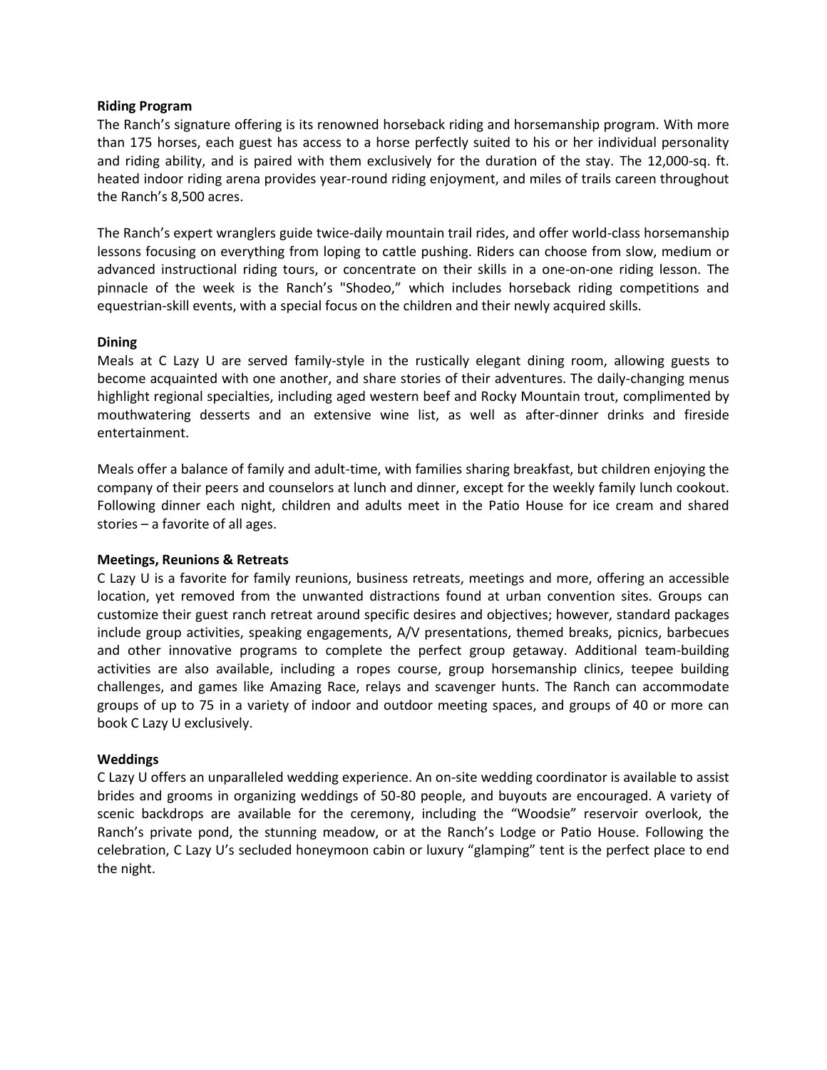**Riding Program**

The Ranch's signature offering is its renowned horseback riding and horsemanship program. With more than 175 horses, each guest has access to a horse perfectly suited to his or her individual personality and riding ability, and is paired with them exclusively for the duration of the stay. The 12,000-sq. ft. heated indoor riding arena provides year-round riding enjoyment, and miles of trails careen throughout the Ranch's 8,500 acres.

The Ranch's expert wranglers guide twice-daily mountain trail rides, and offer world-class horsemanship lessons focusing on everything from loping to cattle pushing. Riders can choose from slow, medium or advanced instructional riding tours, or concentrate on their skills in a one-on-one riding lesson. The pinnacle of the week is the Ranch's "Shodeo," which includes horseback riding competitions and equestrian-skill events, with a special focus on the children and their newly acquired skills.

**Dining**

Meals at C Lazy U are served family-style in the rustically elegant dining room, allowing guests to become acquainted with one another, and share stories of their adventures. The daily-changing menus highlight regional specialties, including aged western beef and Rocky Mountain trout, complimented by mouthwatering desserts and an extensive wine list, as well as after-dinner drinks and fireside entertainment.

Meals offer a balance of family and adult-time, with families sharing breakfast, but children enjoying the company of their peers and counselors at lunch and dinner, except for the weekly family lunch cookout. Following dinner each night, children and adults meet in the Patio House for ice cream and shared stories – a favorite of all ages.

**Meetings, Reunions & Retreats**

C Lazy U is a favorite for family reunions, business retreats, meetings and more, offering an accessible location, yet removed from the unwanted distractions found at urban convention sites. Groups can customize their guest ranch retreat around specific desires and objectives; however, standard packages include group activities, speaking engagements, A/V presentations, themed breaks, picnics, barbecues and other innovative programs to complete the perfect group getaway. Additional team-building activities are also available, including a ropes course, group horsemanship clinics, teepee building challenges, and games like Amazing Race, relays and scavenger hunts. The Ranch can accommodate groups of up to 75 in a variety of indoor and outdoor meeting spaces, and groups of 40 or more can book C Lazy U exclusively.

**Weddings**

C Lazy U offers an unparalleled wedding experience. An on-site wedding coordinator is available to assist brides and grooms in organizing weddings of 50-80 people, and buyouts are encouraged. A variety of scenic backdrops are available for the ceremony, including the "Woodsie" reservoir overlook, the Ranch's private pond, the stunning meadow, or at the Ranch's Lodge or Patio House. Following the celebration, C Lazy U's secluded honeymoon cabin or luxury "glamping" tent is the perfect place to end the night.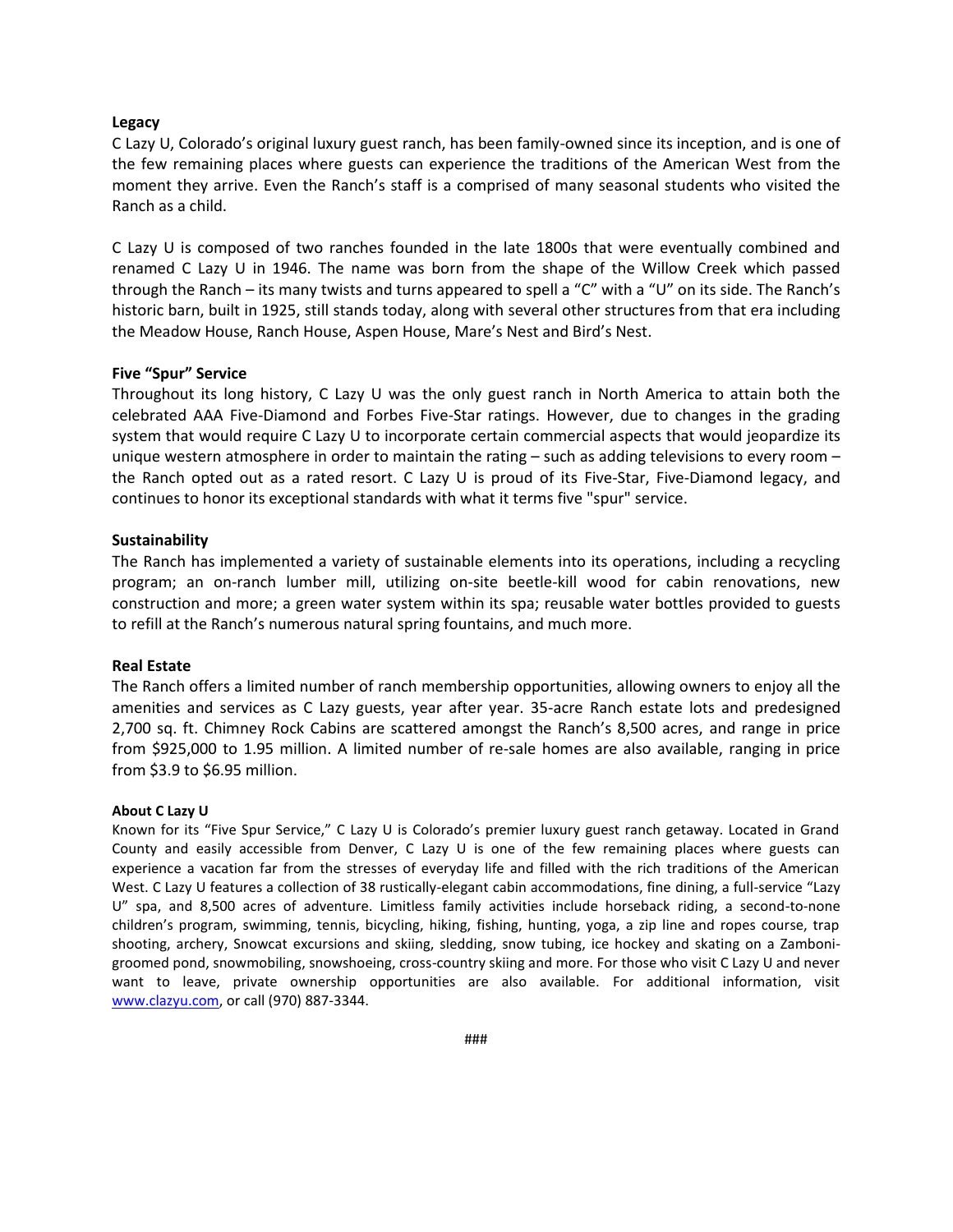**Legacy**

C Lazy U, Colorado's original luxury guest ranch, has been family-owned since its inception, and is one of the few remaining places where guests can experience the traditions of the American West from the moment they arrive. Even the Ranch's staff is a comprised of many seasonal students who visited the Ranch as a child.

C Lazy U is composed of two ranches founded in the late 1800s that were eventually combined and renamed C Lazy U in 1946. The name was born from the shape of the Willow Creek which passed through the Ranch – its many twists and turns appeared to spell a "C" with a "U" on its side. The Ranch's historic barn, built in 1925, still stands today, along with several other structures from that era including the Meadow House, Ranch House, Aspen House, Mare's Nest and Bird's Nest.

**Five "Spur" Service**

Throughout its long history, C Lazy U was the only guest ranch in North America to attain both the celebrated AAA Five-Diamond and Forbes Five-Star ratings. However, due to changes in the grading system that would require C Lazy U to incorporate certain commercial aspects that would jeopardize its unique western atmosphere in order to maintain the rating – such as adding televisions to every room – the Ranch opted out as a rated resort. C Lazy U is proud of its Five-Star, Five-Diamond legacy, and continues to honor its exceptional standards with what it terms five "spur" service.

**Sustainability**

The Ranch has implemented a variety of sustainable elements into its operations, including a recycling program; an on-ranch lumber mill, utilizing on-site beetle-kill wood for cabin renovations, new construction and more; a green water system within its spa; reusable water bottles provided to guests to refill at the Ranch's numerous natural spring fountains, and much more.

**Real Estate**

The Ranch offers a limited number of ranch membership opportunities, allowing owners to enjoy all the amenities and services as C Lazy guests, year after year. 35-acre Ranch estate lots and predesigned 2,700 sq. ft. Chimney Rock Cabins are scattered amongst the Ranch's 8,500 acres, and range in price from $925,000 to 1.95 million. A limited number of re-sale homes are also available, ranging in price from $3.9 to $6.95 million.

**About C Lazy U**

Known for its "Five Spur Service," C Lazy U is Colorado's premier luxury guest ranch getaway. Located in Grand County and easily accessible from Denver, C Lazy U is one of the few remaining places where guests can experience a vacation far from the stresses of everyday life and filled with the rich traditions of the American West. C Lazy U features a collection of 38 rustically-elegant cabin accommodations, fine dining, a full-service "Lazy U" spa, and 8,500 acres of adventure. Limitless family activities include horseback riding, a second-to-none children's program, swimming, tennis, bicycling, hiking, fishing, hunting, yoga, a zip line and ropes course, trap shooting, archery, Snowcat excursions and skiing, sledding, snow tubing, ice hockey and skating on a Zamboni-groomed pond, snowmobiling, snowshoeing, cross-country skiing and more. For those who visit C Lazy U and never want to leave, private ownership opportunities are also available. For additional information, visit www.clazyu.com, or call (970) 887-3344.

###